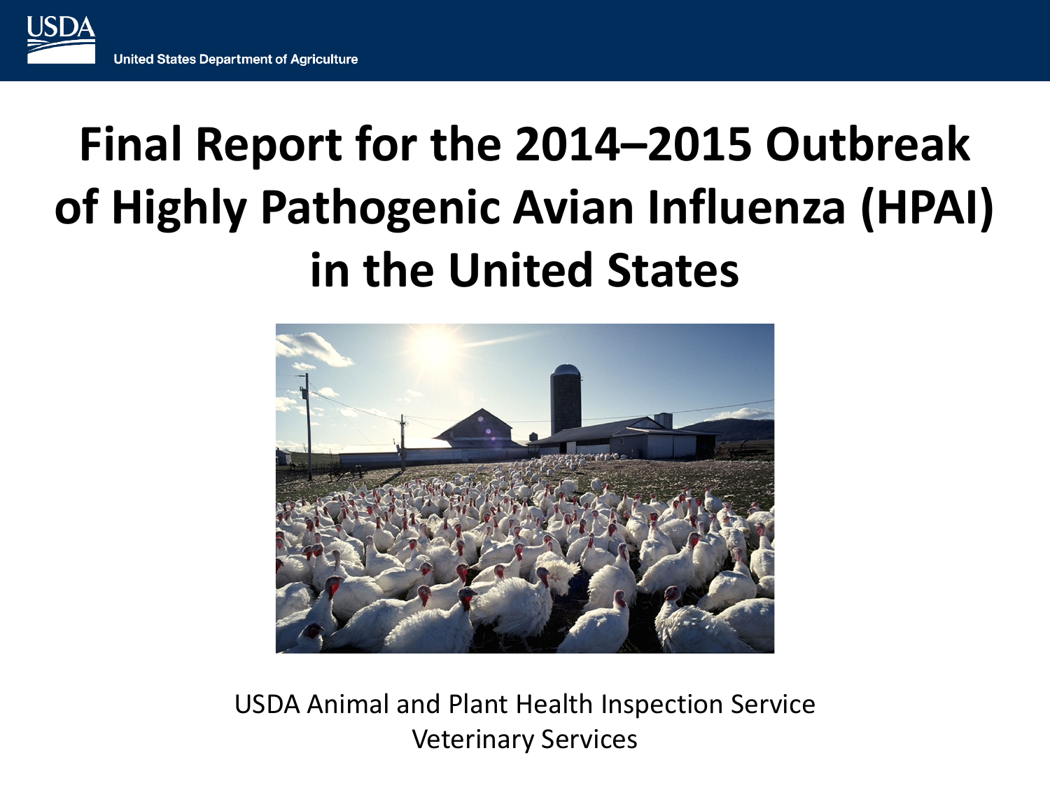USDA United States Department of Agriculture

# Final Report for the 2014–2015 Outbreak of Highly Pathogenic Avian Influenza (HPAI) in the United States

USDA Animal and Plant Health Inspection Service
Veterinary Services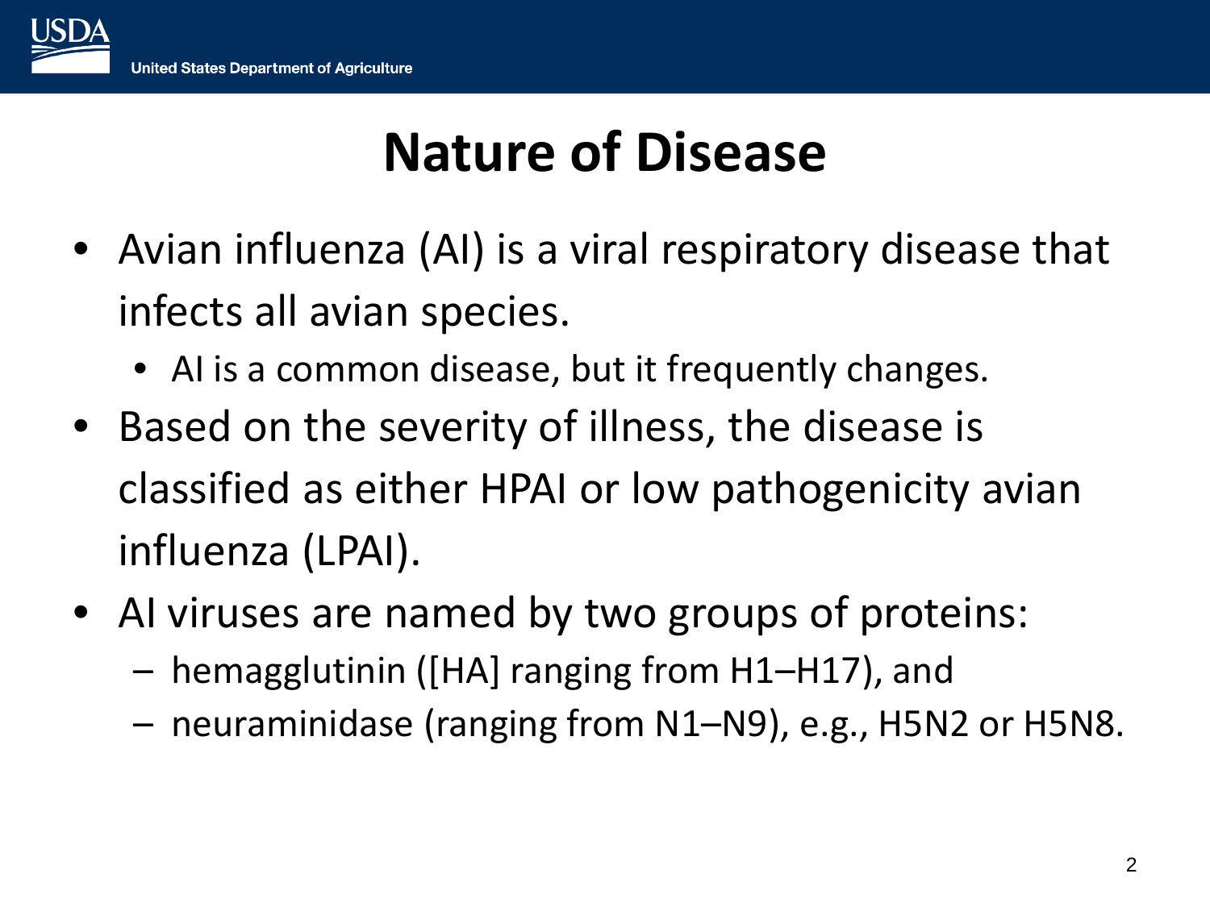# Nature of Disease

- Avian influenza (AI) is a viral respiratory disease that infects all avian species.
  - AI is a common disease, but it frequently changes.
- Based on the severity of illness, the disease is classified as either HPAI or low pathogenicity avian influenza (LPAI).
- AI viruses are named by two groups of proteins:
  - hemagglutinin ([HA] ranging from H1–H17), and
  - neuraminidase (ranging from N1–N9), e.g., H5N2 or H5N8.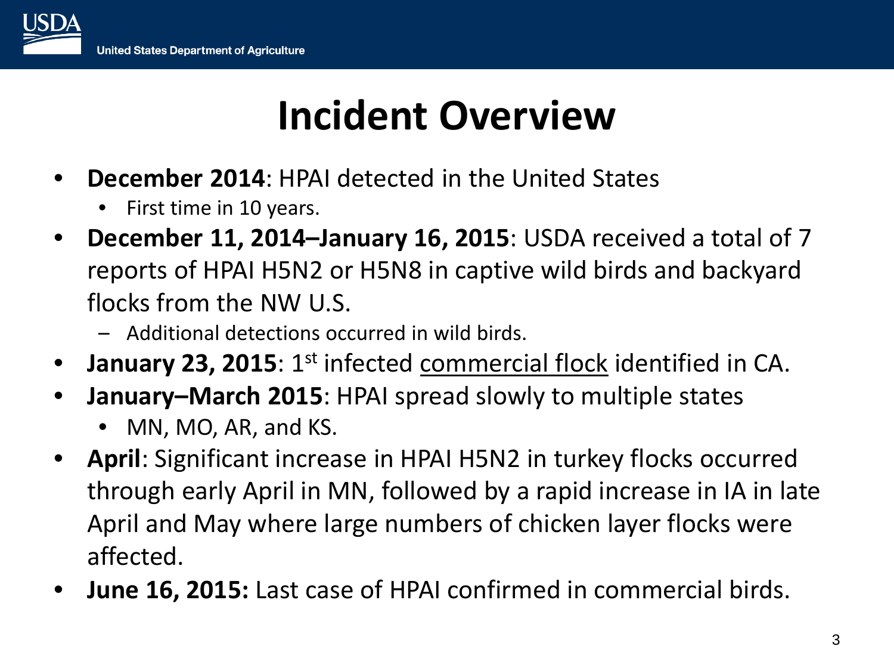# Incident Overview

- **December 2014**: HPAI detected in the United States
  - First time in 10 years.
- **December 11, 2014–January 16, 2015**: USDA received a total of 7 reports of HPAI H5N2 or H5N8 in captive wild birds and backyard flocks from the NW U.S.
  - Additional detections occurred in wild birds.
- **January 23, 2015**: 1st infected commercial flock identified in CA.
- **January–March 2015**: HPAI spread slowly to multiple states
  - MN, MO, AR, and KS.
- **April**: Significant increase in HPAI H5N2 in turkey flocks occurred through early April in MN, followed by a rapid increase in IA in late April and May where large numbers of chicken layer flocks were affected.
- **June 16, 2015:** Last case of HPAI confirmed in commercial birds.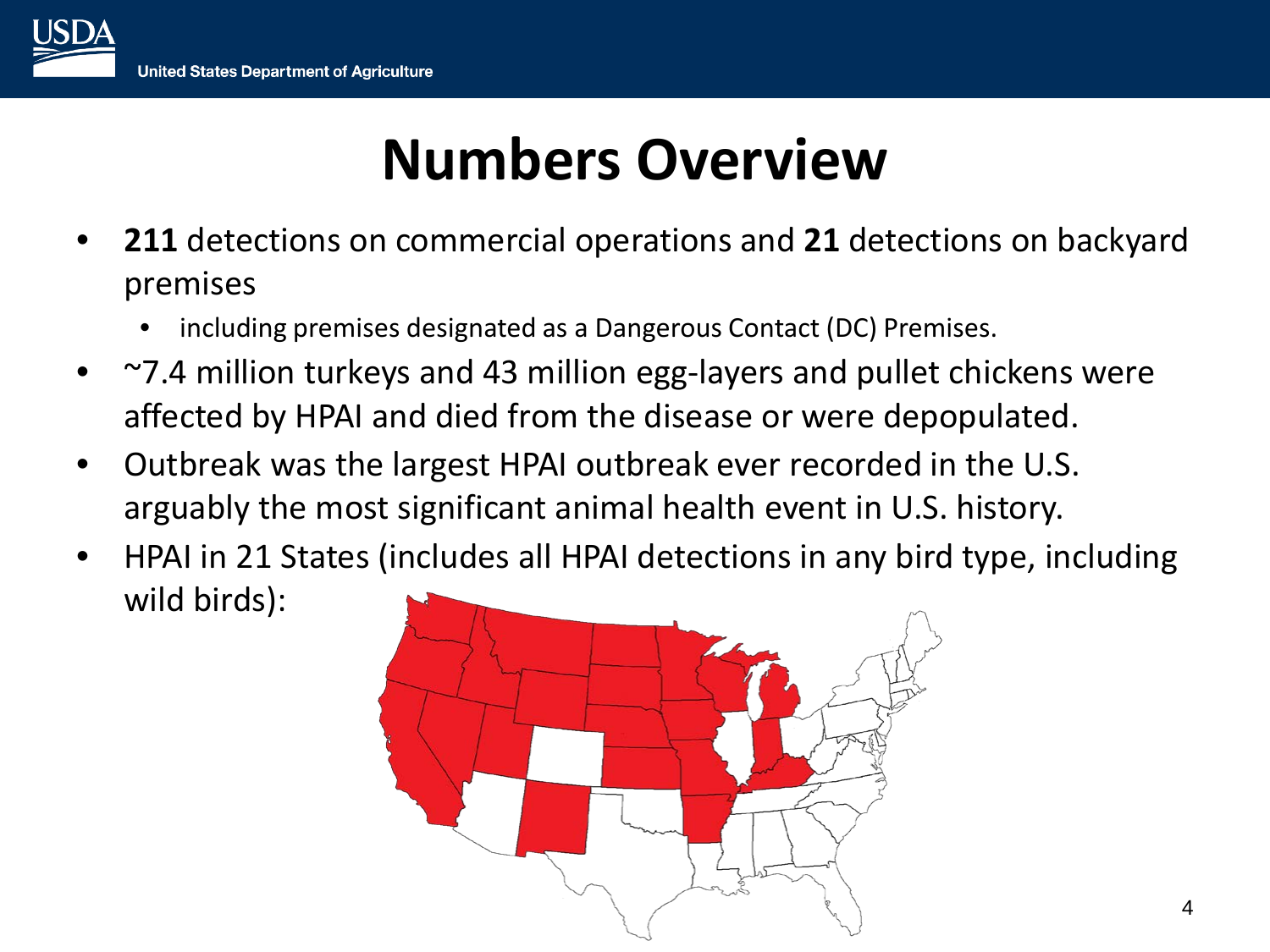# Numbers Overview

- **211** detections on commercial operations and **21** detections on backyard premises
  - including premises designated as a Dangerous Contact (DC) Premises.
- ~7.4 million turkeys and 43 million egg-layers and pullet chickens were affected by HPAI and died from the disease or were depopulated.
- Outbreak was the largest HPAI outbreak ever recorded in the U.S. arguably the most significant animal health event in U.S. history.
- HPAI in 21 States (includes all HPAI detections in any bird type, including wild birds):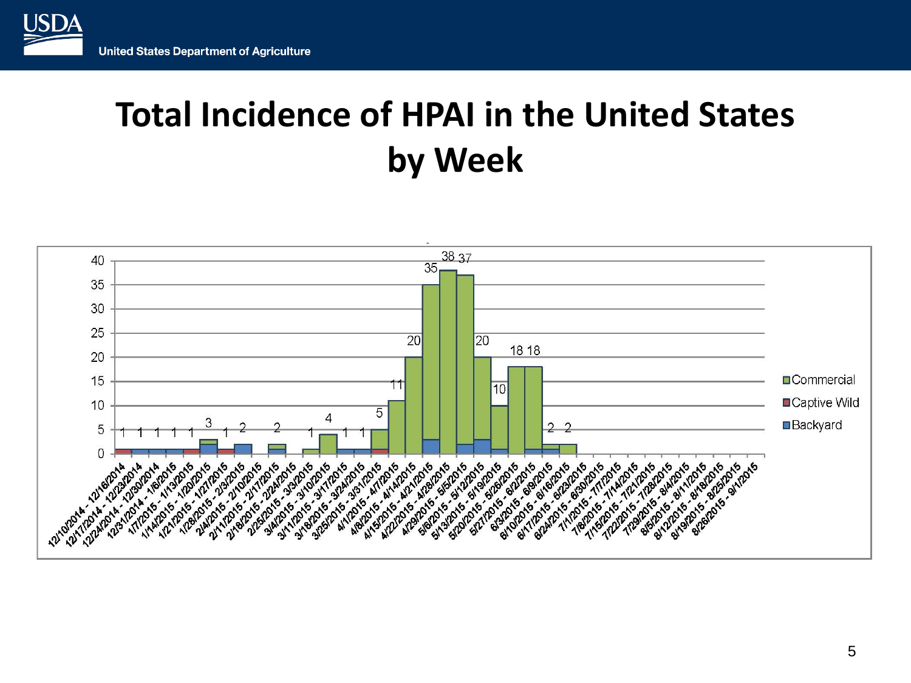# Total Incidence of HPAI in the United States by Week

| Week | Total |
|---|---|
| 12/10/2014 - 12/16/2014 | 1 |
| 12/17/2014 - 12/23/2014 | 1 |
| 12/24/2014 - 12/30/2014 | 1 |
| 12/31/2014 - 1/6/2015 | 1 |
| 1/7/2015 - 1/13/2015 | 1 |
| 1/14/2015 - 1/20/2015 | 3 |
| 1/21/2015 - 1/27/2015 | 1 |
| 1/28/2015 - 2/3/2015 | 2 |
| 2/4/2015 - 2/10/2015 | |
| 2/11/2015 - 2/17/2015 | 2 |
| 2/18/2015 - 2/24/2015 | |
| 2/25/2015 - 3/3/2015 | 1 |
| 3/4/2015 - 3/10/2015 | 4 |
| 3/11/2015 - 3/17/2015 | 1 |
| 3/18/2015 - 3/24/2015 | 1 |
| 3/25/2015 - 3/31/2015 | 5 |
| 4/1/2015 - 4/7/2015 | 11 |
| 4/8/2015 - 4/14/2015 | 20 |
| 4/15/2015 - 4/21/2015 | 35 |
| 4/22/2015 - 4/28/2015 | 38 |
| 4/29/2015 - 5/5/2015 | 37 |
| 5/6/2015 - 5/12/2015 | 20 |
| 5/13/2015 - 5/19/2015 | 10 |
| 5/20/2015 - 5/26/2015 | 18 |
| 5/27/2015 - 6/2/2015 | 18 |
| 6/3/2015 - 6/9/2015 | 2 |
| 6/10/2015 - 6/16/2015 | 2 |
| 6/17/2015 - 6/23/2015 | |
| 6/24/2015 - 6/30/2015 | |
| 7/1/2015 - 7/7/2015 | |
| 7/8/2015 - 7/14/2015 | |
| 7/15/2015 - 7/21/2015 | |
| 7/22/2015 - 7/28/2015 | |
| 7/29/2015 - 8/4/2015 | |
| 8/5/2015 - 8/11/2015 | |
| 8/12/2015 - 8/18/2015 | |
| 8/19/2015 - 8/25/2015 | |
| 8/26/2015 - 9/1/2015 | |

Legend: Commercial, Captive Wild, Backyard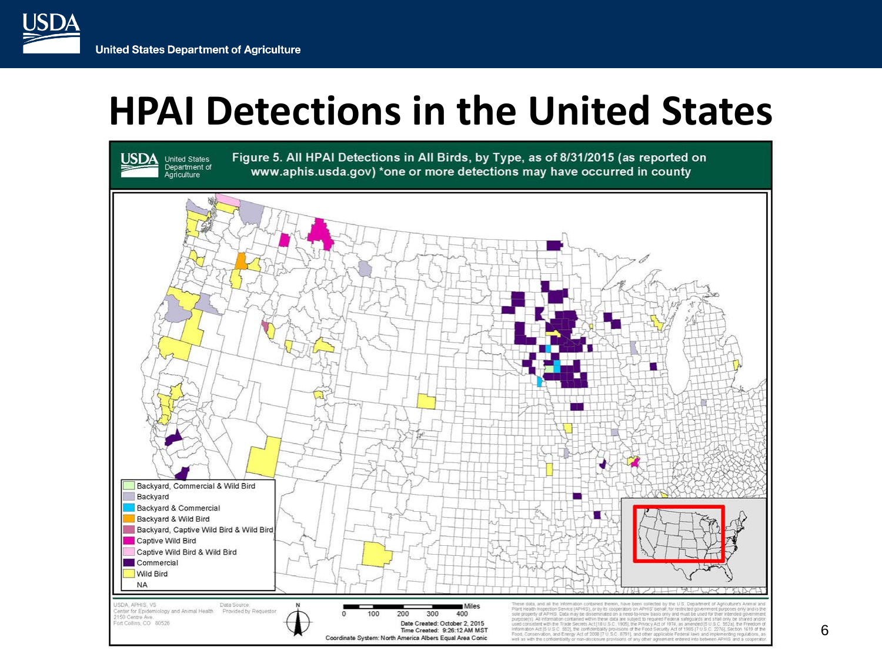# HPAI Detections in the United States

Figure 5. All HPAI Detections in All Birds, by Type, as of 8/31/2015 (as reported on www.aphis.usda.gov) *one or more detections may have occurred in county

- Backyard, Commercial & Wild Bird
- Backyard
- Backyard & Commercial
- Backyard & Wild Bird
- Backyard, Captive Wild Bird & Wild Bird
- Captive Wild Bird
- Captive Wild Bird & Wild Bird
- Commercial
- Wild Bird
- NA

USDA, APHIS, VS
Center for Epidemiology and Animal Health
2150 Centre Ave.
Fort Collins, CO 80526

Data Source: Provided by Requestor

Miles: 0, 100, 200, 300, 400

Date Created: October 2, 2015
Time Created: 9:26:12 AM MST
Coordinate System: North America Albers Equal Area Conic

These data, and all the information contained therein, have been collected by the U.S. Department of Agriculture's Animal and Plant Health Inspection Service (APHIS), or by its cooperators on APHIS' behalf, for restricted government purposes only and is the sole property of APHIS. Data may be disseminated on a need-to-know basis only and must be used for their intended government purpose(s). All information contained within these data are subject to required Federal safeguards and shall only be shared and/or used consistent with the Trade Secrets Act [18 U.S.C. 1905], the Privacy Act of 1974, as amended [5 U.S.C. 552a], the Freedom of Information Act [5 U.S.C. 552], the confidentiality provisions of the Food Security Act of 1985 [7 U.S.C. 2276], Section 1619 of the Food, Conservation, and Energy Act of 2008 [7 U.S.C. 8791], and other applicable Federal laws and implementing regulations, as well as with the confidentiality or non-disclosure provisions of any other agreement entered into between APHIS and a cooperator.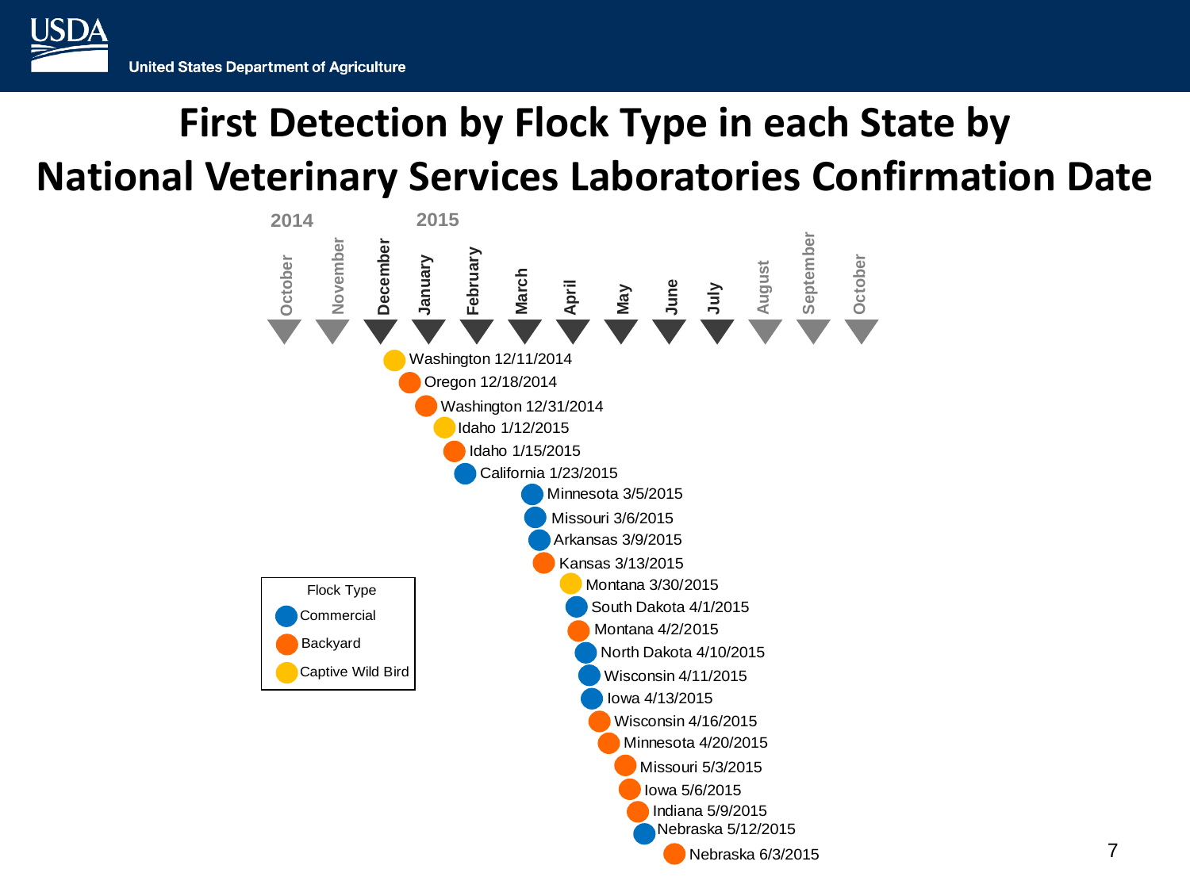# First Detection by Flock Type in each State by National Veterinary Services Laboratories Confirmation Date

2014: October, November, December
2015: January, February, March, April, May, June, July, August, September, October

| State | Confirmation Date | Flock Type |
| --- | --- | --- |
| Washington | 12/11/2014 | Captive Wild Bird |
| Oregon | 12/18/2014 | Backyard |
| Washington | 12/31/2014 | Backyard |
| Idaho | 1/12/2015 | Captive Wild Bird |
| Idaho | 1/15/2015 | Backyard |
| California | 1/23/2015 | Commercial |
| Minnesota | 3/5/2015 | Commercial |
| Missouri | 3/6/2015 | Commercial |
| Arkansas | 3/9/2015 | Commercial |
| Kansas | 3/13/2015 | Backyard |
| Montana | 3/30/2015 | Captive Wild Bird |
| South Dakota | 4/1/2015 | Commercial |
| Montana | 4/2/2015 | Backyard |
| North Dakota | 4/10/2015 | Commercial |
| Wisconsin | 4/11/2015 | Commercial |
| Iowa | 4/13/2015 | Commercial |
| Wisconsin | 4/16/2015 | Backyard |
| Minnesota | 4/20/2015 | Backyard |
| Missouri | 5/3/2015 | Backyard |
| Iowa | 5/6/2015 | Backyard |
| Indiana | 5/9/2015 | Backyard |
| Nebraska | 5/12/2015 | Commercial |
| Nebraska | 6/3/2015 | Backyard |

Flock Type
- Commercial
- Backyard
- Captive Wild Bird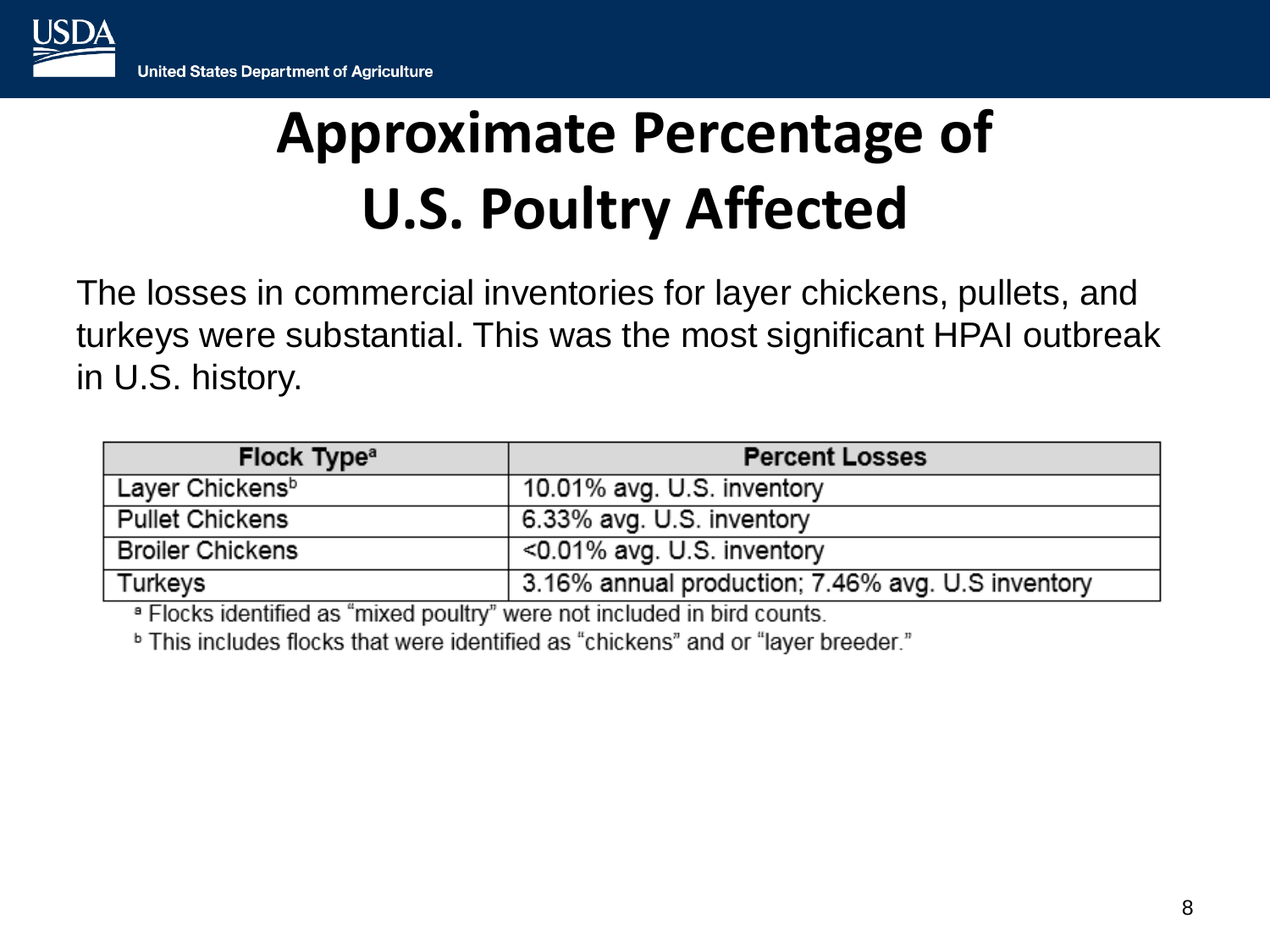# Approximate Percentage of U.S. Poultry Affected

The losses in commercial inventories for layer chickens, pullets, and turkeys were substantial. This was the most significant HPAI outbreak in U.S. history.

| Flock Type[a] | Percent Losses |
|---|---|
| Layer Chickens[b] | 10.01% avg. U.S. inventory |
| Pullet Chickens | 6.33% avg. U.S. inventory |
| Broiler Chickens | <0.01% avg. U.S. inventory |
| Turkeys | 3.16% annual production; 7.46% avg. U.S inventory |

[a] Flocks identified as "mixed poultry" were not included in bird counts.

[b] This includes flocks that were identified as "chickens" and or "layer breeder."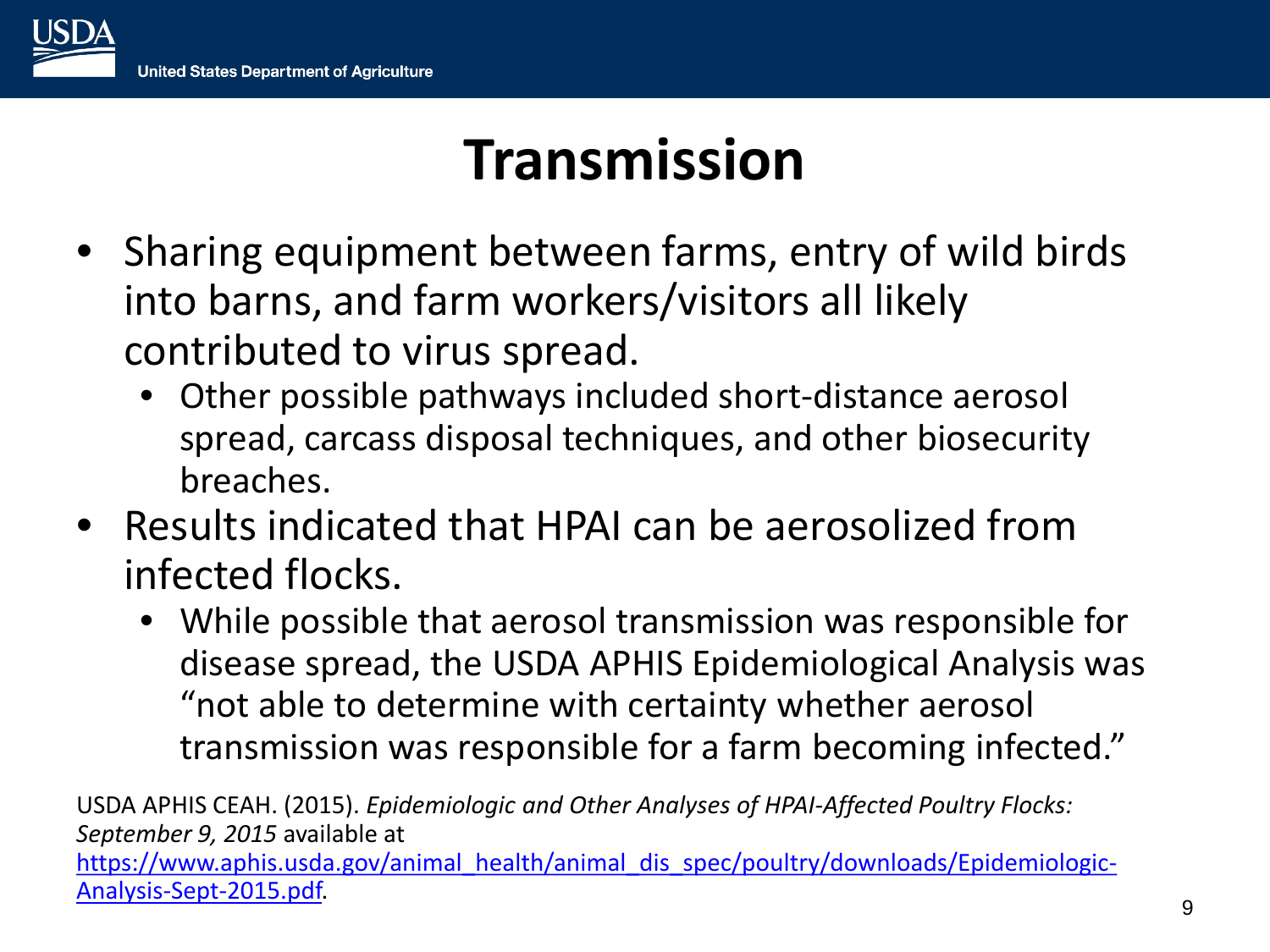# Transmission

- Sharing equipment between farms, entry of wild birds into barns, and farm workers/visitors all likely contributed to virus spread.
  - Other possible pathways included short-distance aerosol spread, carcass disposal techniques, and other biosecurity breaches.
- Results indicated that HPAI can be aerosolized from infected flocks.
  - While possible that aerosol transmission was responsible for disease spread, the USDA APHIS Epidemiological Analysis was "not able to determine with certainty whether aerosol transmission was responsible for a farm becoming infected."

USDA APHIS CEAH. (2015). *Epidemiologic and Other Analyses of HPAI-Affected Poultry Flocks: September 9, 2015* available at [https://www.aphis.usda.gov/animal_health/animal_dis_spec/poultry/downloads/Epidemiologic-Analysis-Sept-2015.pdf](https://www.aphis.usda.gov/animal_health/animal_dis_spec/poultry/downloads/Epidemiologic-Analysis-Sept-2015.pdf).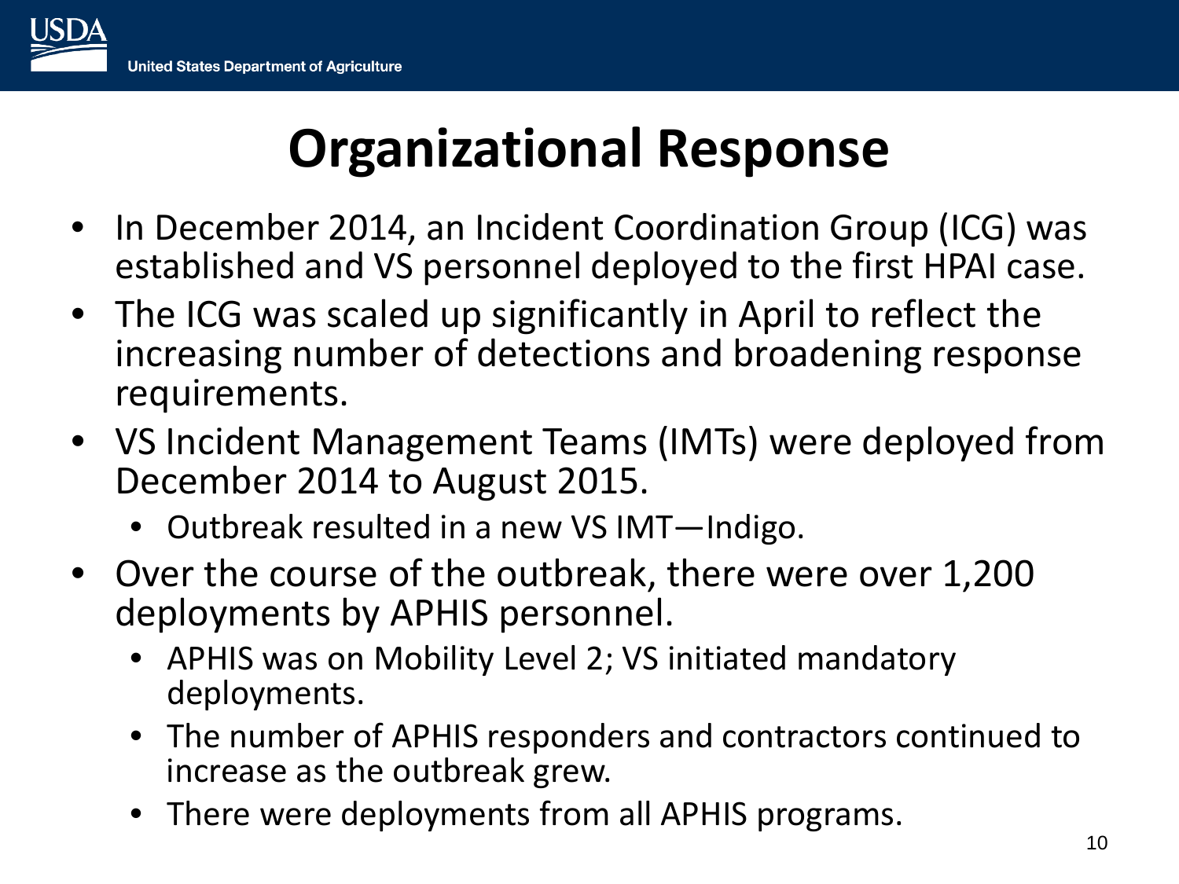# Organizational Response

- In December 2014, an Incident Coordination Group (ICG) was established and VS personnel deployed to the first HPAI case.
- The ICG was scaled up significantly in April to reflect the increasing number of detections and broadening response requirements.
- VS Incident Management Teams (IMTs) were deployed from December 2014 to August 2015.
  - Outbreak resulted in a new VS IMT—Indigo.
- Over the course of the outbreak, there were over 1,200 deployments by APHIS personnel.
  - APHIS was on Mobility Level 2; VS initiated mandatory deployments.
  - The number of APHIS responders and contractors continued to increase as the outbreak grew.
  - There were deployments from all APHIS programs.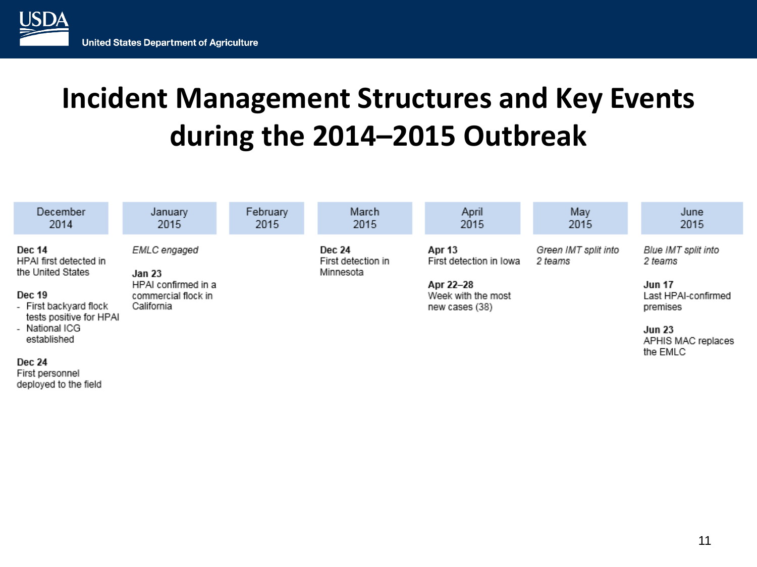# Incident Management Structures and Key Events during the 2014–2015 Outbreak

| December 2014 | January 2015 | February 2015 | March 2015 | April 2015 | May 2015 | June 2015 |
|---|---|---|---|---|---|---|
| **Dec 14**<br>HPAI first detected in the United States<br><br>**Dec 19**<br>- First backyard flock tests positive for HPAI<br>- National ICG established<br><br>**Dec 24**<br>First personnel deployed to the field | *EMLC engaged*<br><br>**Jan 23**<br>HPAI confirmed in a commercial flock in California | | **Dec 24**<br>First detection in Minnesota | **Apr 13**<br>First detection in Iowa<br><br>**Apr 22–28**<br>Week with the most new cases (38) | *Green IMT split into 2 teams* | *Blue IMT split into 2 teams*<br><br>**Jun 17**<br>Last HPAI-confirmed premises<br><br>**Jun 23**<br>APHIS MAC replaces the EMLC |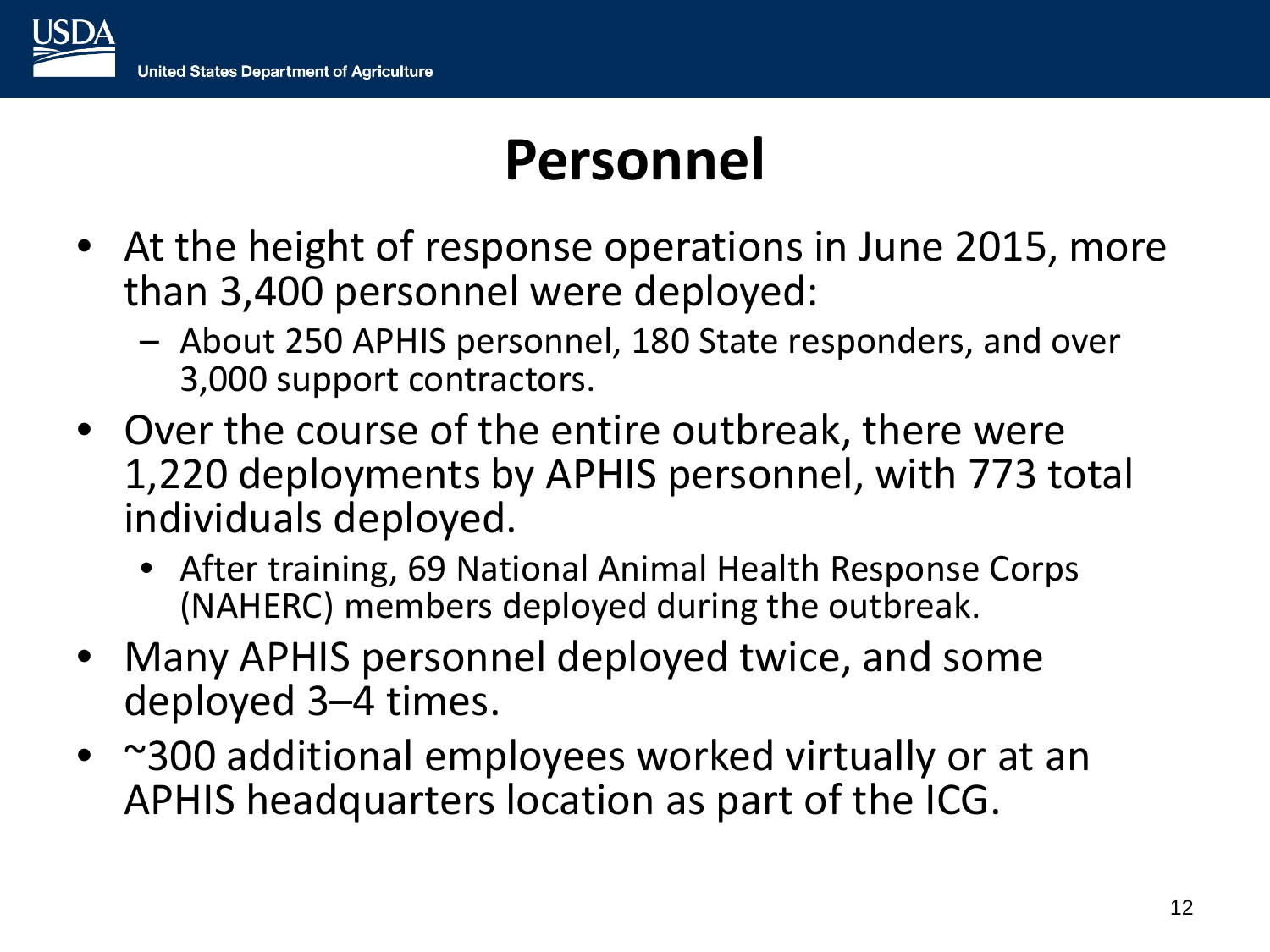# Personnel

- At the height of response operations in June 2015, more than 3,400 personnel were deployed:
  - About 250 APHIS personnel, 180 State responders, and over 3,000 support contractors.
- Over the course of the entire outbreak, there were 1,220 deployments by APHIS personnel, with 773 total individuals deployed.
  - After training, 69 National Animal Health Response Corps (NAHERC) members deployed during the outbreak.
- Many APHIS personnel deployed twice, and some deployed 3–4 times.
- ~300 additional employees worked virtually or at an APHIS headquarters location as part of the ICG.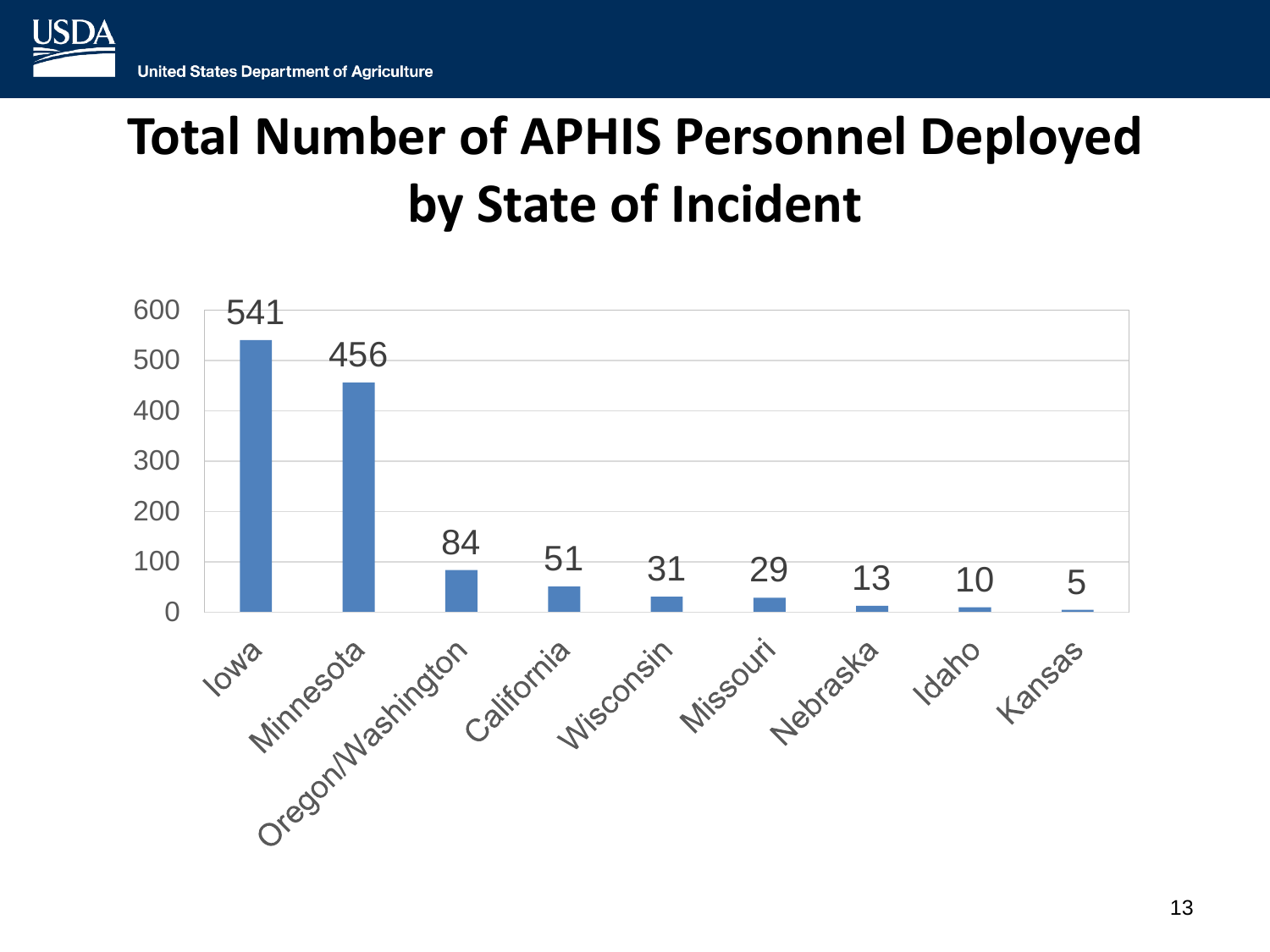# Total Number of APHIS Personnel Deployed by State of Incident

| State of Incident | Personnel Deployed |
|---|---|
| Iowa | 541 |
| Minnesota | 456 |
| Oregon/Washington | 84 |
| California | 51 |
| Wisconsin | 31 |
| Missouri | 29 |
| Nebraska | 13 |
| Idaho | 10 |
| Kansas | 5 |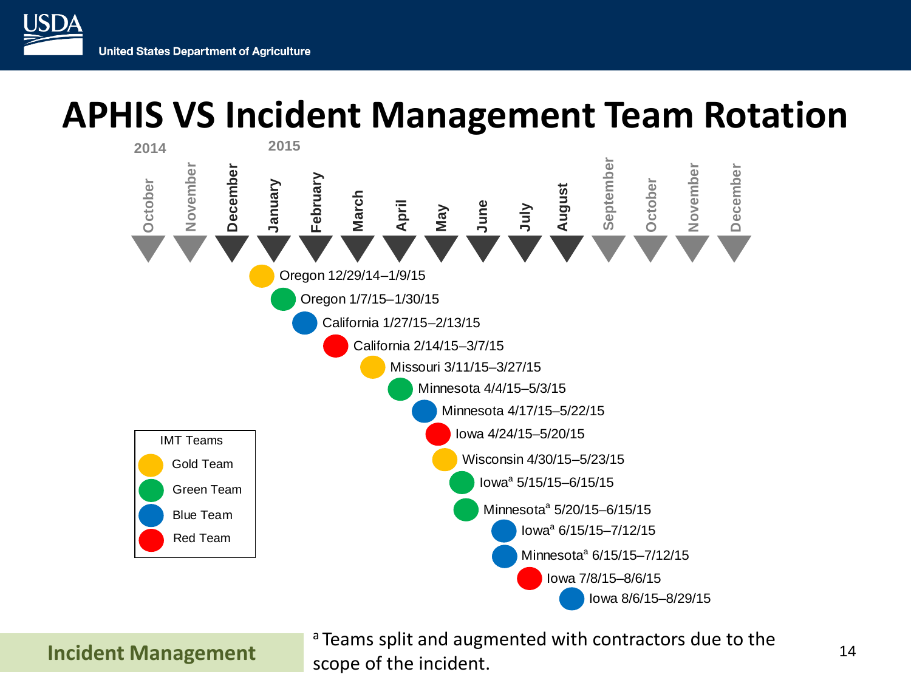# APHIS VS Incident Management Team Rotation

2014 | 2015

October, November, December, January, February, March, April, May, June, July, August, September, October, November, December

| IMT Team | Deployment |
| --- | --- |
| Gold Team | Oregon 12/29/14–1/9/15 |
| Green Team | Oregon 1/7/15–1/30/15 |
| Blue Team | California 1/27/15–2/13/15 |
| Red Team | California 2/14/15–3/7/15 |
| Gold Team | Missouri 3/11/15–3/27/15 |
| Green Team | Minnesota 4/4/15–5/3/15 |
| Blue Team | Minnesota 4/17/15–5/22/15 |
| Red Team | Iowa 4/24/15–5/20/15 |
| Gold Team | Wisconsin 4/30/15–5/23/15 |
| Green Team | Iowa[a] 5/15/15–6/15/15 |
| Green Team | Minnesota[a] 5/20/15–6/15/15 |
| Blue Team | Iowa[a] 6/15/15–7/12/15 |
| Blue Team | Minnesota[a] 6/15/15–7/12/15 |
| Red Team | Iowa 7/8/15–8/6/15 |
| Blue Team | Iowa 8/6/15–8/29/15 |

IMT Teams
- Gold Team
- Green Team
- Blue Team
- Red Team

[a] Teams split and augmented with contractors due to the scope of the incident.

Incident Management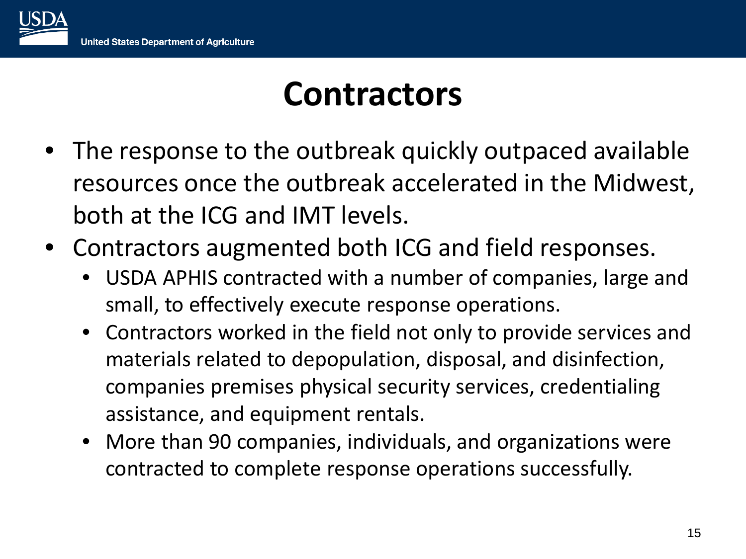# Contractors

- The response to the outbreak quickly outpaced available resources once the outbreak accelerated in the Midwest, both at the ICG and IMT levels.
- Contractors augmented both ICG and field responses.
  - USDA APHIS contracted with a number of companies, large and small, to effectively execute response operations.
  - Contractors worked in the field not only to provide services and materials related to depopulation, disposal, and disinfection, companies premises physical security services, credentialing assistance, and equipment rentals.
  - More than 90 companies, individuals, and organizations were contracted to complete response operations successfully.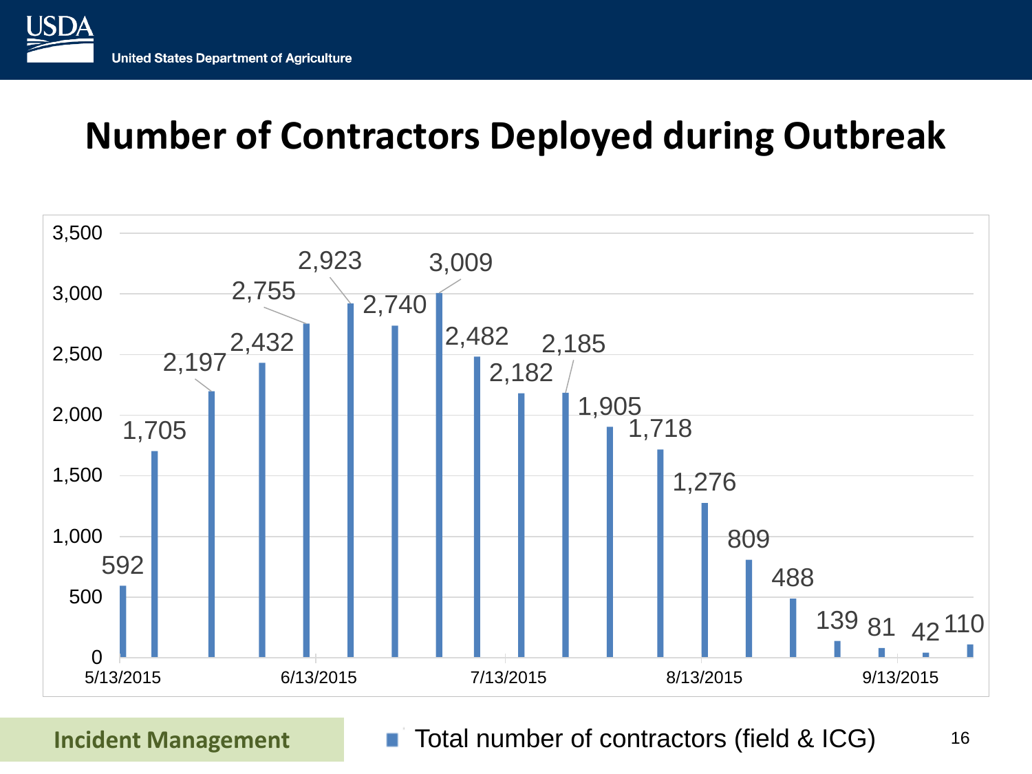# Number of Contractors Deployed during Outbreak

| Total number of contractors (field & ICG) |
| --- |
| 592 |
| 1,705 |
| 2,197 |
| 2,432 |
| 2,755 |
| 2,923 |
| 2,740 |
| 3,009 |
| 2,482 |
| 2,182 |
| 2,185 |
| 1,905 |
| 1,718 |
| 1,276 |
| 809 |
| 488 |
| 139 |
| 81 |
| 42 |
| 110 |

X-axis: 5/13/2015, 6/13/2015, 7/13/2015, 8/13/2015, 9/13/2015

Y-axis: 0, 500, 1,000, 1,500, 2,000, 2,500, 3,000, 3,500

Incident Management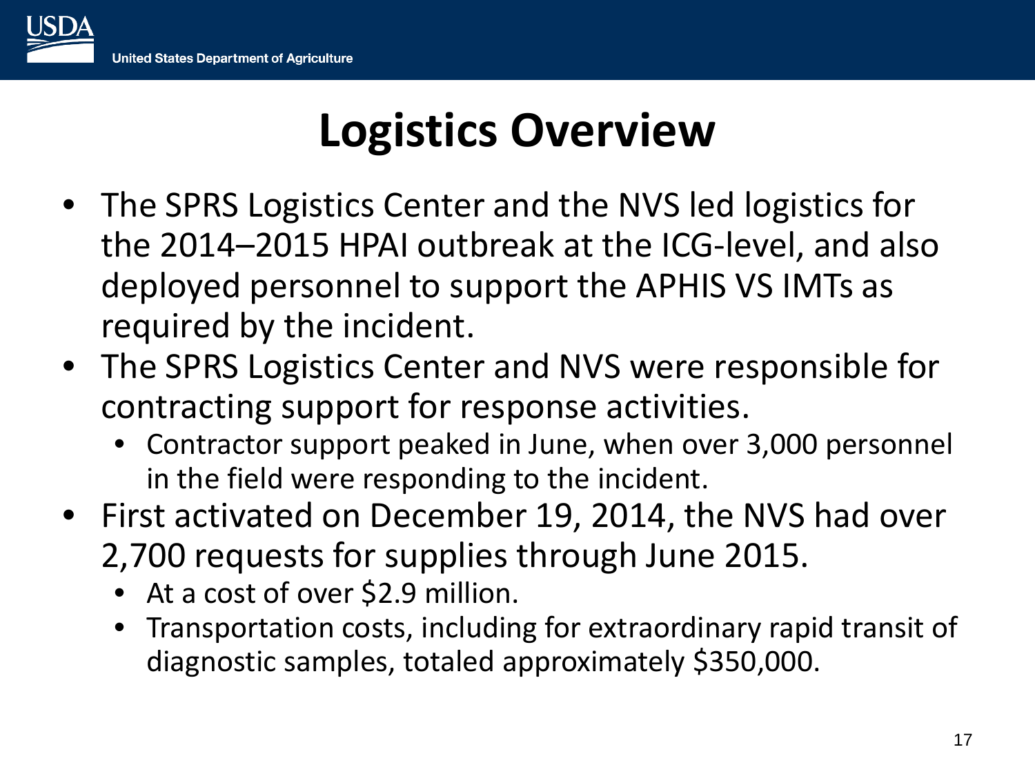# Logistics Overview

- The SPRS Logistics Center and the NVS led logistics for the 2014–2015 HPAI outbreak at the ICG-level, and also deployed personnel to support the APHIS VS IMTs as required by the incident.
- The SPRS Logistics Center and NVS were responsible for contracting support for response activities.
  - Contractor support peaked in June, when over 3,000 personnel in the field were responding to the incident.
- First activated on December 19, 2014, the NVS had over 2,700 requests for supplies through June 2015.
  - At a cost of over $2.9 million.
  - Transportation costs, including for extraordinary rapid transit of diagnostic samples, totaled approximately $350,000.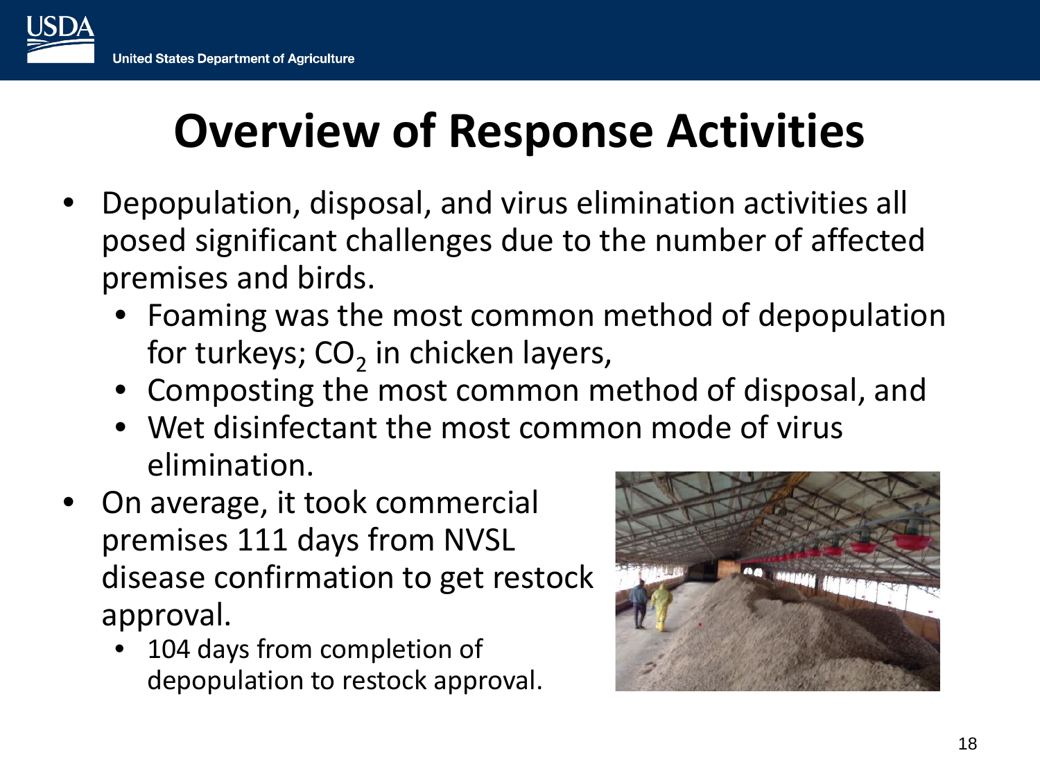# Overview of Response Activities

- Depopulation, disposal, and virus elimination activities all posed significant challenges due to the number of affected premises and birds.
  - Foaming was the most common method of depopulation for turkeys; $CO_2$ in chicken layers,
  - Composting the most common method of disposal, and
  - Wet disinfectant the most common mode of virus elimination.
- On average, it took commercial premises 111 days from NVSL disease confirmation to get restock approval.
  - 104 days from completion of depopulation to restock approval.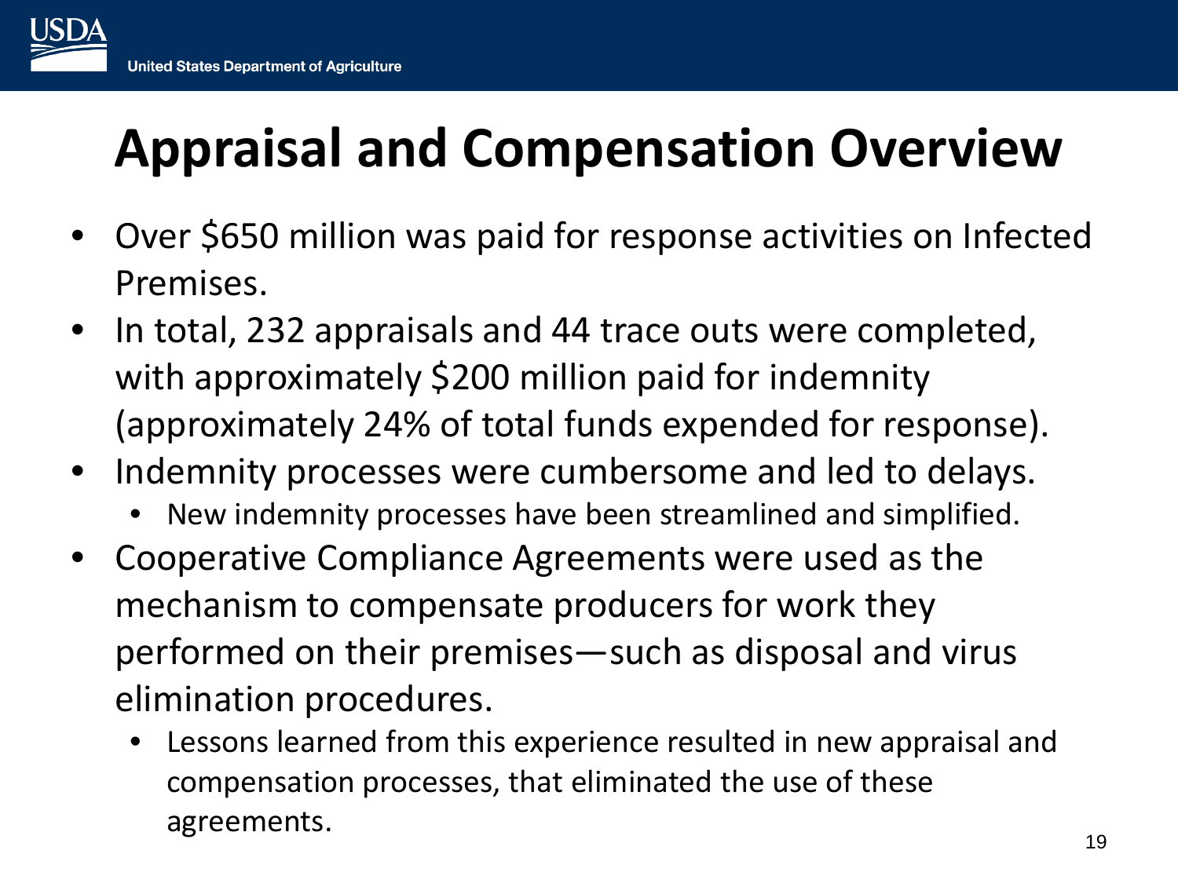# Appraisal and Compensation Overview

- Over $650 million was paid for response activities on Infected Premises.
- In total, 232 appraisals and 44 trace outs were completed, with approximately $200 million paid for indemnity (approximately 24% of total funds expended for response).
- Indemnity processes were cumbersome and led to delays.
  - New indemnity processes have been streamlined and simplified.
- Cooperative Compliance Agreements were used as the mechanism to compensate producers for work they performed on their premises—such as disposal and virus elimination procedures.
  - Lessons learned from this experience resulted in new appraisal and compensation processes, that eliminated the use of these agreements.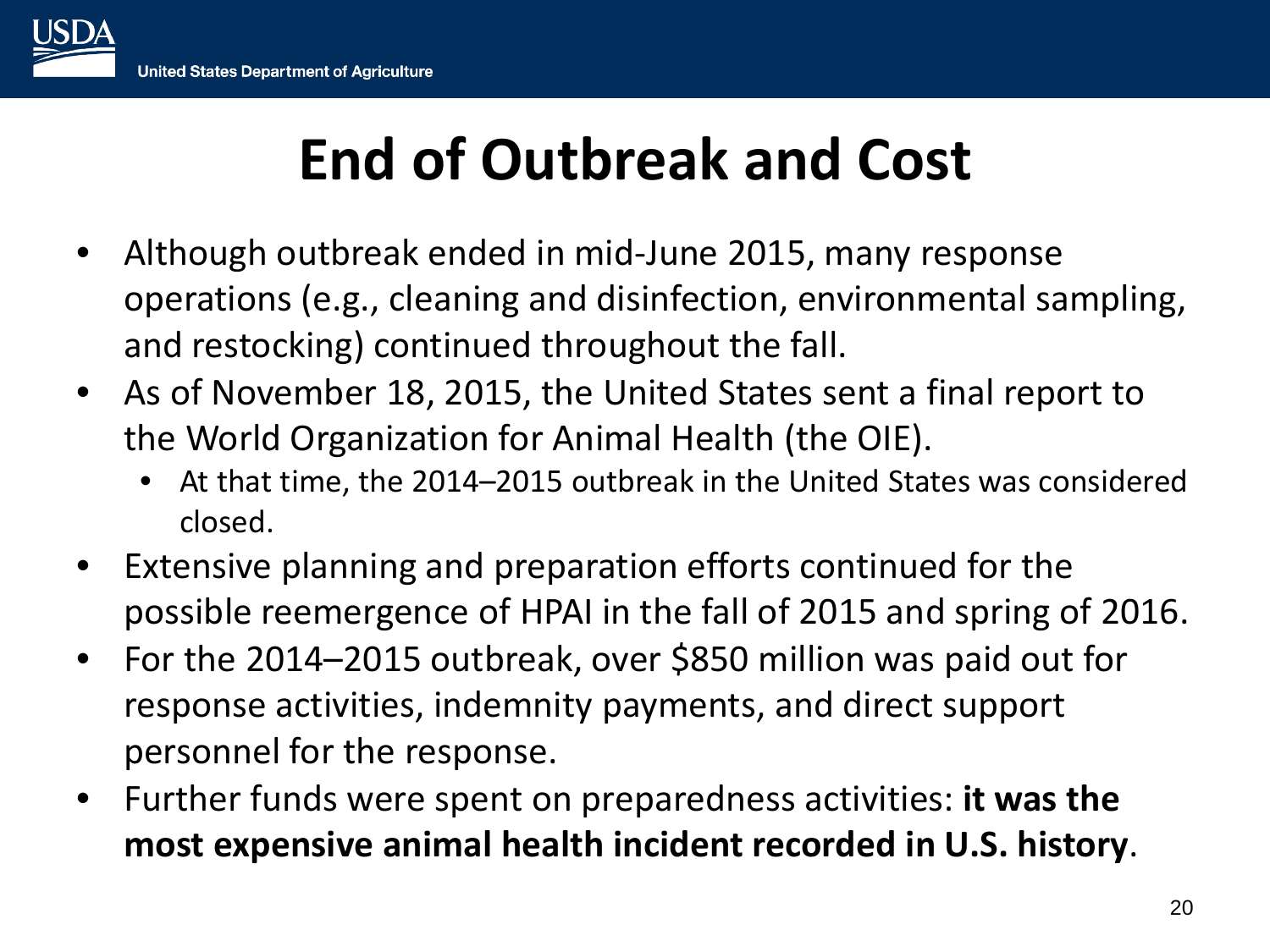# End of Outbreak and Cost

- Although outbreak ended in mid-June 2015, many response operations (e.g., cleaning and disinfection, environmental sampling, and restocking) continued throughout the fall.
- As of November 18, 2015, the United States sent a final report to the World Organization for Animal Health (the OIE).
  - At that time, the 2014–2015 outbreak in the United States was considered closed.
- Extensive planning and preparation efforts continued for the possible reemergence of HPAI in the fall of 2015 and spring of 2016.
- For the 2014–2015 outbreak, over $850 million was paid out for response activities, indemnity payments, and direct support personnel for the response.
- Further funds were spent on preparedness activities: **it was the most expensive animal health incident recorded in U.S. history**.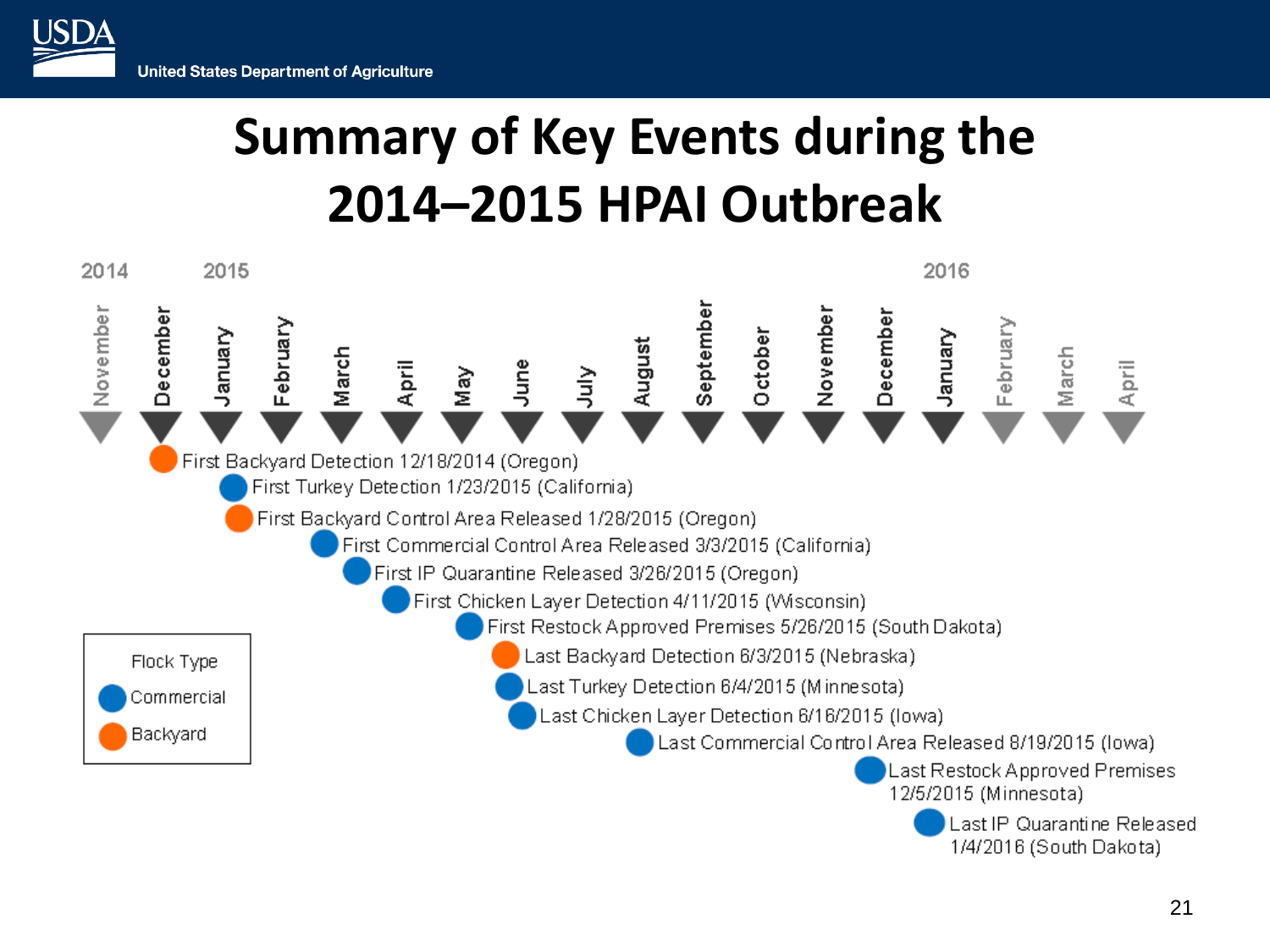# Summary of Key Events during the 2014–2015 HPAI Outbreak

2014 | 2015 | 2016

November, December, January, February, March, April, May, June, July, August, September, October, November, December, January, February, March, April

- First Backyard Detection 12/18/2014 (Oregon)
- First Turkey Detection 1/23/2015 (California)
- First Backyard Control Area Released 1/28/2015 (Oregon)
- First Commercial Control Area Released 3/3/2015 (California)
- First IP Quarantine Released 3/26/2015 (Oregon)
- First Chicken Layer Detection 4/11/2015 (Wisconsin)
- First Restock Approved Premises 5/26/2015 (South Dakota)
- Last Backyard Detection 6/3/2015 (Nebraska)
- Last Turkey Detection 6/4/2015 (Minnesota)
- Last Chicken Layer Detection 6/16/2015 (Iowa)
- Last Commercial Control Area Released 8/19/2015 (Iowa)
- Last Restock Approved Premises 12/5/2015 (Minnesota)
- Last IP Quarantine Released 1/4/2016 (South Dakota)

Flock Type
- Commercial
- Backyard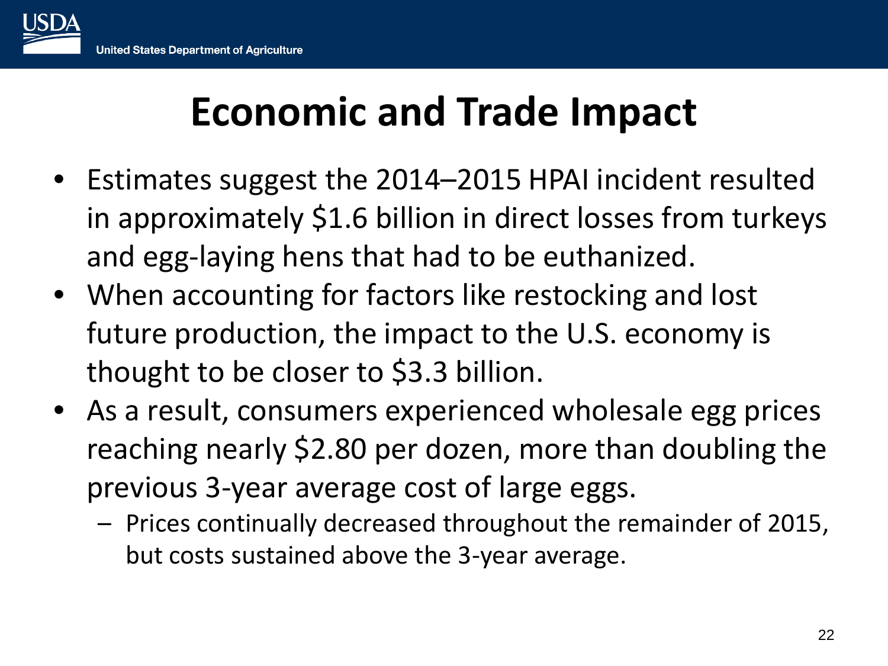# Economic and Trade Impact

- Estimates suggest the 2014–2015 HPAI incident resulted in approximately $1.6 billion in direct losses from turkeys and egg-laying hens that had to be euthanized.
- When accounting for factors like restocking and lost future production, the impact to the U.S. economy is thought to be closer to $3.3 billion.
- As a result, consumers experienced wholesale egg prices reaching nearly $2.80 per dozen, more than doubling the previous 3-year average cost of large eggs.
  - Prices continually decreased throughout the remainder of 2015, but costs sustained above the 3-year average.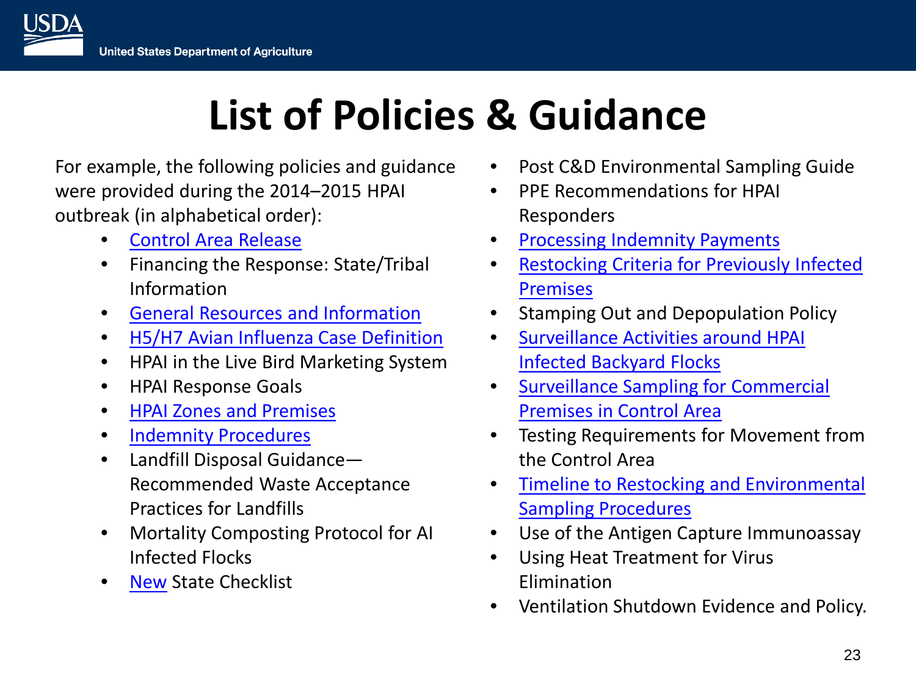# List of Policies & Guidance

For example, the following policies and guidance were provided during the 2014–2015 HPAI outbreak (in alphabetical order):

- Control Area Release
- Financing the Response: State/Tribal Information
- General Resources and Information
- H5/H7 Avian Influenza Case Definition
- HPAI in the Live Bird Marketing System
- HPAI Response Goals
- HPAI Zones and Premises
- Indemnity Procedures
- Landfill Disposal Guidance—Recommended Waste Acceptance Practices for Landfills
- Mortality Composting Protocol for AI Infected Flocks
- New State Checklist
- Post C&D Environmental Sampling Guide
- PPE Recommendations for HPAI Responders
- Processing Indemnity Payments
- Restocking Criteria for Previously Infected Premises
- Stamping Out and Depopulation Policy
- Surveillance Activities around HPAI Infected Backyard Flocks
- Surveillance Sampling for Commercial Premises in Control Area
- Testing Requirements for Movement from the Control Area
- Timeline to Restocking and Environmental Sampling Procedures
- Use of the Antigen Capture Immunoassay
- Using Heat Treatment for Virus Elimination
- Ventilation Shutdown Evidence and Policy.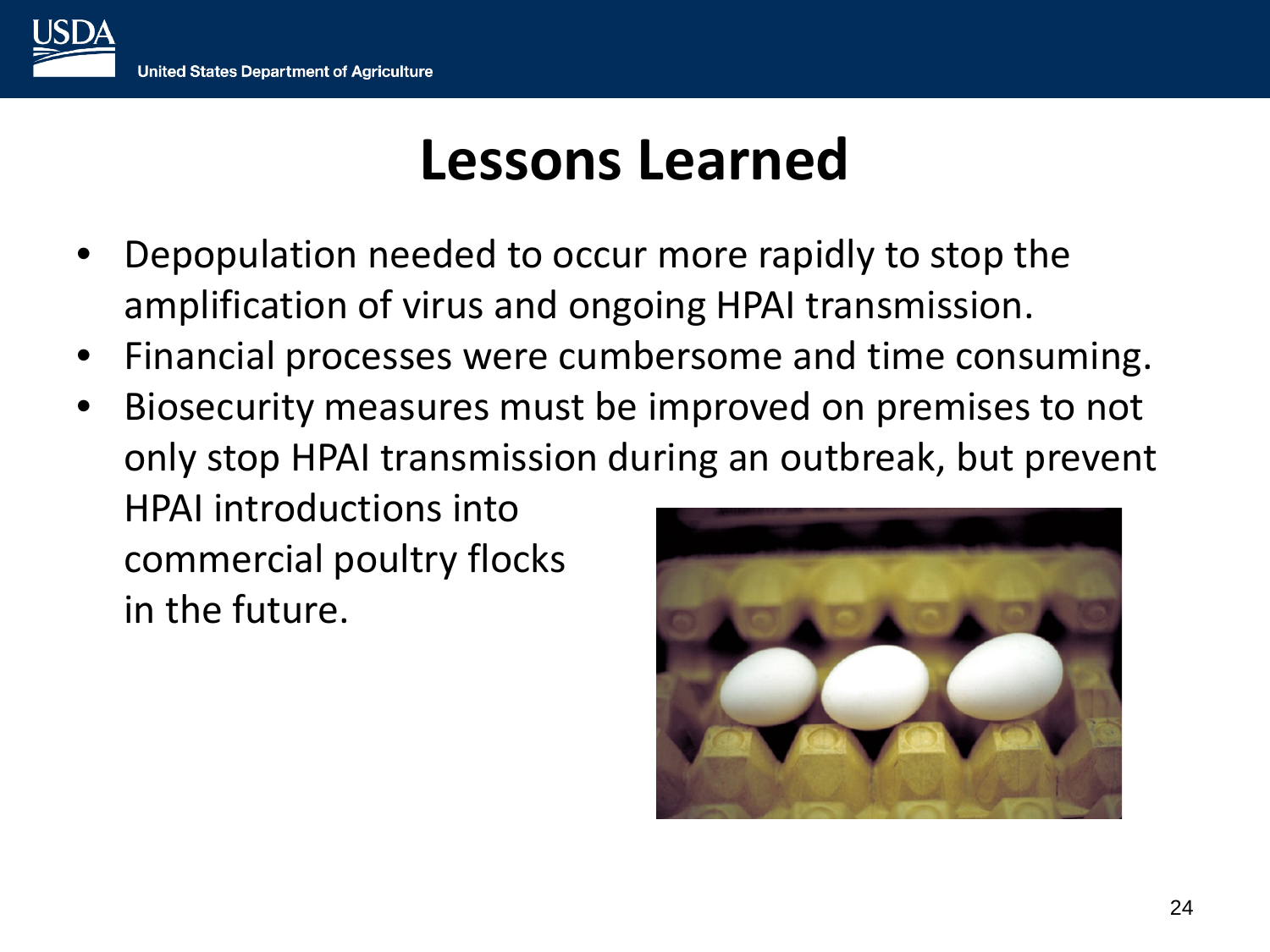# Lessons Learned

- Depopulation needed to occur more rapidly to stop the amplification of virus and ongoing HPAI transmission.
- Financial processes were cumbersome and time consuming.
- Biosecurity measures must be improved on premises to not only stop HPAI transmission during an outbreak, but prevent HPAI introductions into commercial poultry flocks in the future.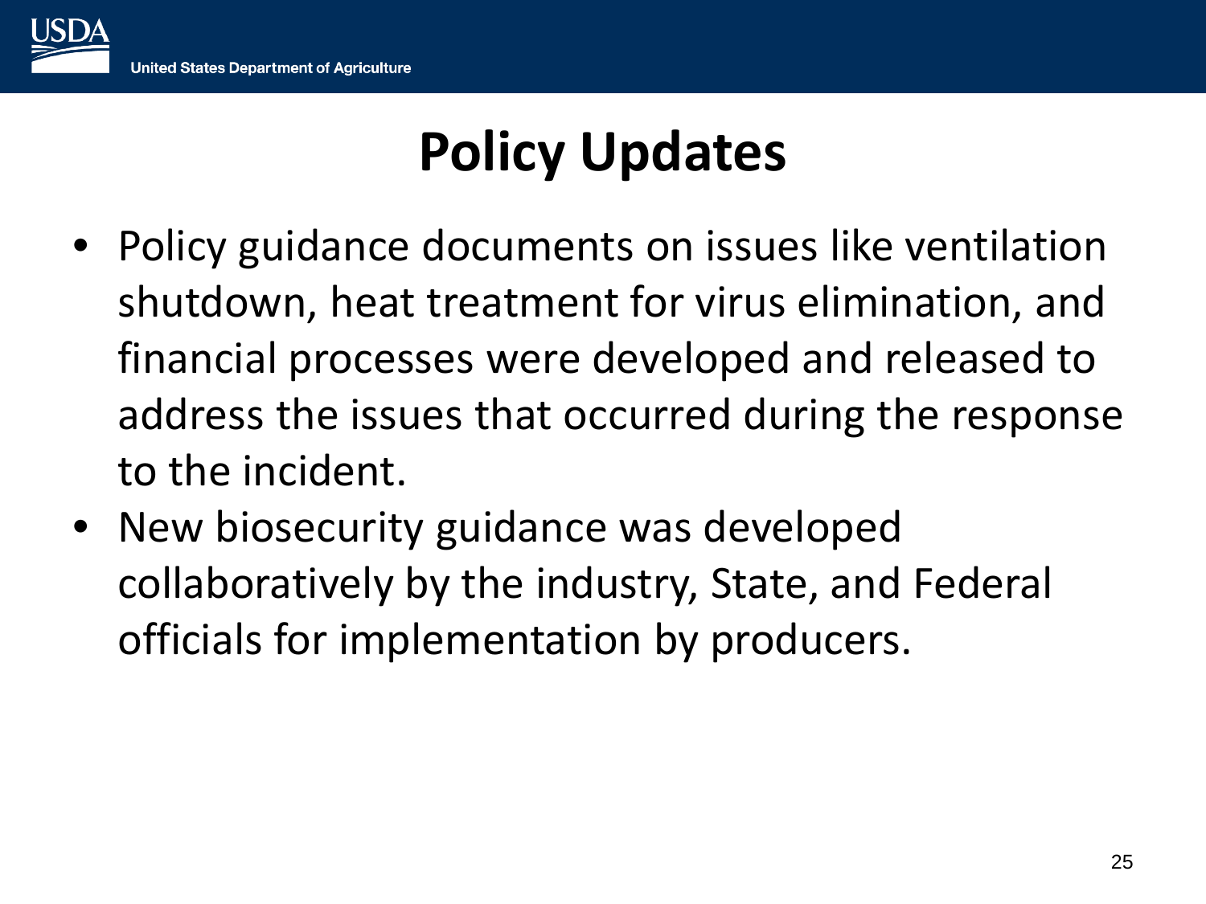# Policy Updates

- Policy guidance documents on issues like ventilation shutdown, heat treatment for virus elimination, and financial processes were developed and released to address the issues that occurred during the response to the incident.
- New biosecurity guidance was developed collaboratively by the industry, State, and Federal officials for implementation by producers.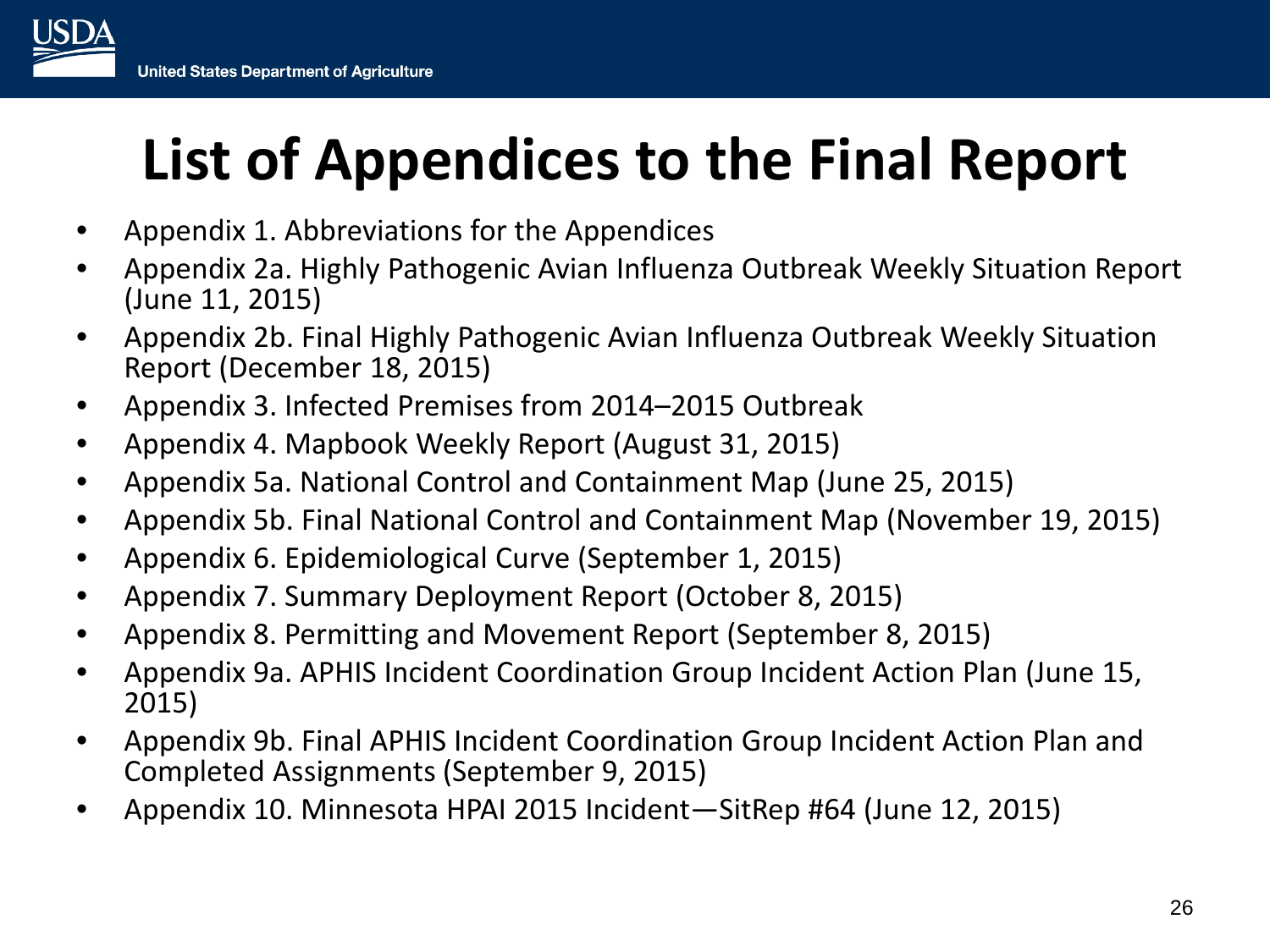# List of Appendices to the Final Report

- Appendix 1. Abbreviations for the Appendices
- Appendix 2a. Highly Pathogenic Avian Influenza Outbreak Weekly Situation Report (June 11, 2015)
- Appendix 2b. Final Highly Pathogenic Avian Influenza Outbreak Weekly Situation Report (December 18, 2015)
- Appendix 3. Infected Premises from 2014–2015 Outbreak
- Appendix 4. Mapbook Weekly Report (August 31, 2015)
- Appendix 5a. National Control and Containment Map (June 25, 2015)
- Appendix 5b. Final National Control and Containment Map (November 19, 2015)
- Appendix 6. Epidemiological Curve (September 1, 2015)
- Appendix 7. Summary Deployment Report (October 8, 2015)
- Appendix 8. Permitting and Movement Report (September 8, 2015)
- Appendix 9a. APHIS Incident Coordination Group Incident Action Plan (June 15, 2015)
- Appendix 9b. Final APHIS Incident Coordination Group Incident Action Plan and Completed Assignments (September 9, 2015)
- Appendix 10. Minnesota HPAI 2015 Incident—SitRep #64 (June 12, 2015)